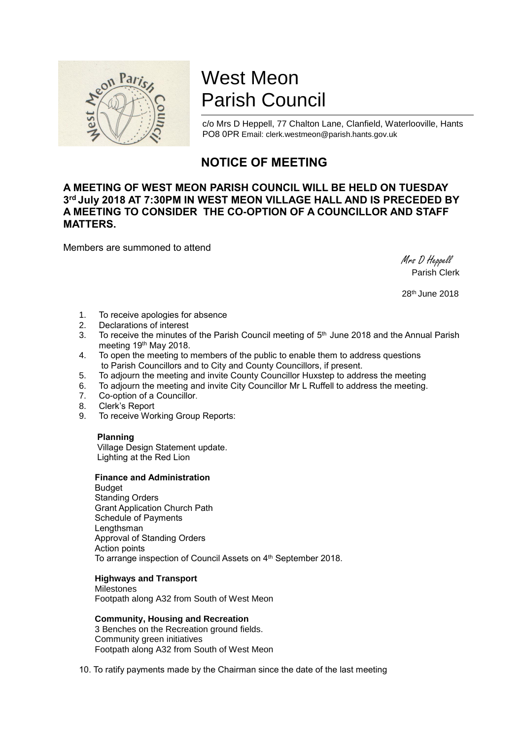# West Meon Parish Council

c/o Mrs D Heppell, 77 Chalton Lane, Clanfield, Waterlooville, Hants PO8 0PR Email: clerk.westmeon@parish.hants.gov.uk

## NOTICE OF MEETING

**A MEETING OF WEST MEON PARISH COUNCIL WILL BE HELD ON TUESDAY 3rd July 2018 AT 7:30PM IN WEST MEON VILLAGE HALL AND IS PRECEDED BY A MEETING TO CONSIDER THE CO-OPTION OF A COUNCILLOR AND STAFF MATTERS.**

Members are summoned to attend

*Mrs D Heppell*
Parish Clerk

28th June 2018

1. To receive apologies for absence
2. Declarations of interest
3. To receive the minutes of the Parish Council meeting of 5th June 2018 and the Annual Parish meeting 19th May 2018.
4. To open the meeting to members of the public to enable them to address questions to Parish Councillors and to City and County Councillors, if present.
5. To adjourn the meeting and invite County Councillor Huxstep to address the meeting
6. To adjourn the meeting and invite City Councillor Mr L Ruffell to address the meeting.
7. Co-option of a Councillor.
8. Clerk's Report
9. To receive Working Group Reports:

**Planning**
Village Design Statement update.
Lighting at the Red Lion

**Finance and Administration**
Budget
Standing Orders
Grant Application Church Path
Schedule of Payments
Lengthsman
Approval of Standing Orders
Action points
To arrange inspection of Council Assets on 4th September 2018.

**Highways and Transport**
Milestones
Footpath along A32 from South of West Meon

**Community, Housing and Recreation**
3 Benches on the Recreation ground fields.
Community green initiatives
Footpath along A32 from South of West Meon

10. To ratify payments made by the Chairman since the date of the last meeting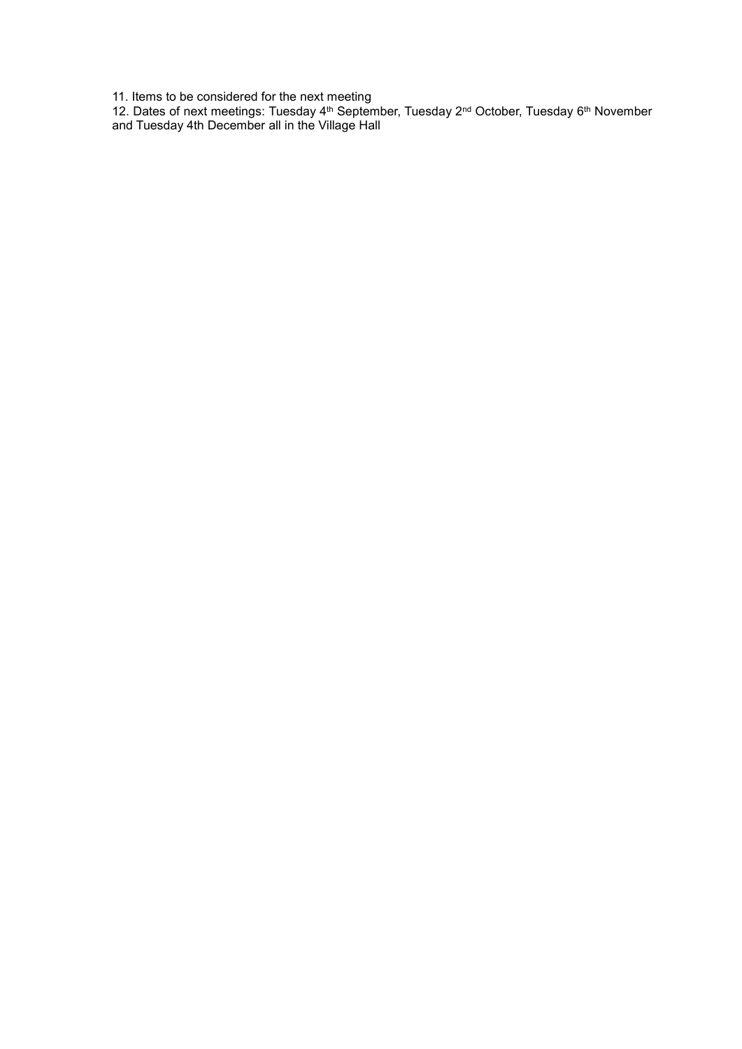11. Items to be considered for the next meeting
12. Dates of next meetings: Tuesday 4th September, Tuesday 2nd October, Tuesday 6th November and Tuesday 4th December all in the Village Hall